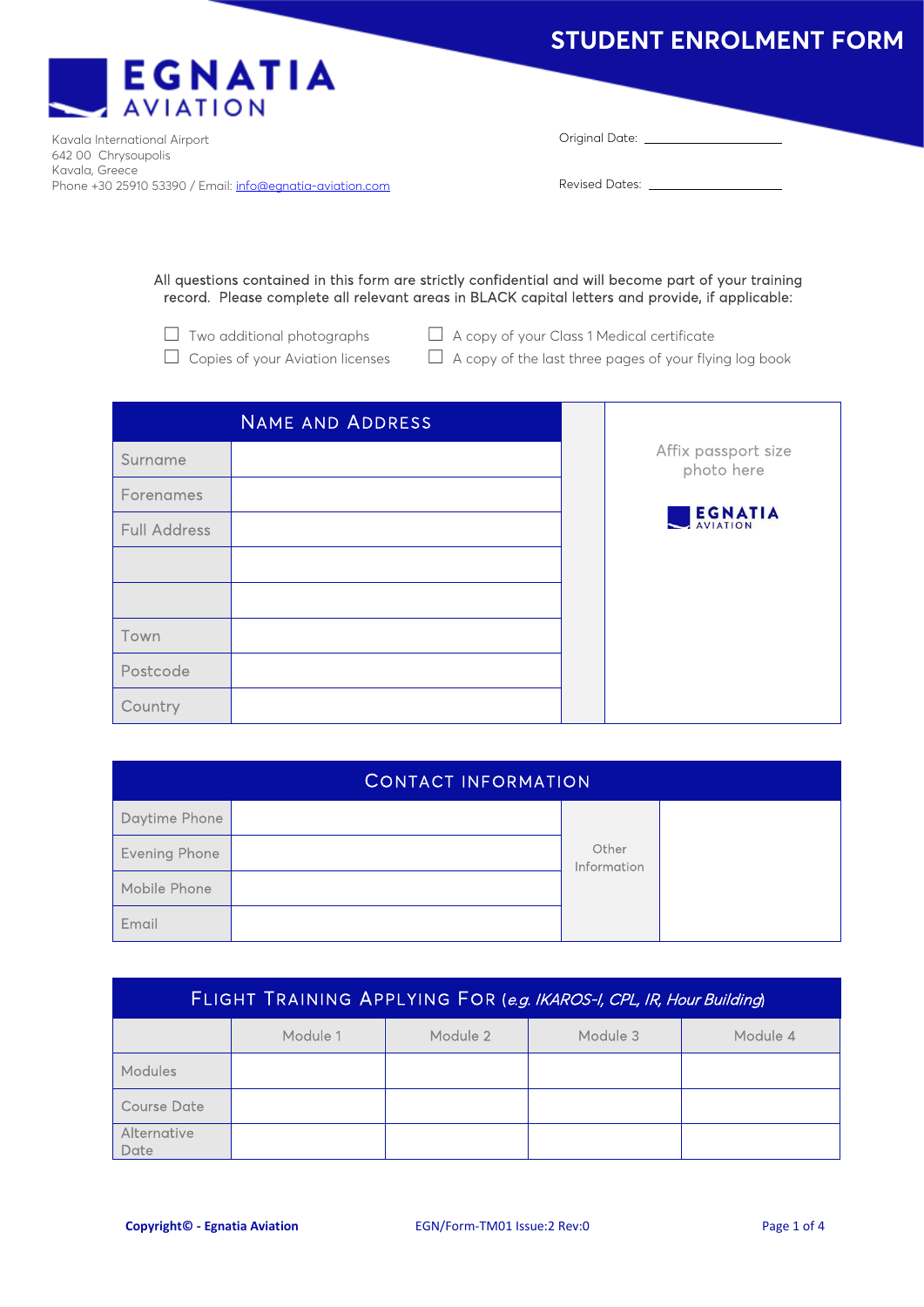# STUDENT ENROLMENT FORM

**EGNATIA AVIATION**

Kavala International Airport
642 00 Chrysoupolis
Kavala, Greece
Phone +30 25910 53390 / Email: info@egnatia-aviation.com

Original Date: ____________________

Revised Dates: ____________________

All questions contained in this form are strictly confidential and will become part of your training record. Please complete all relevant areas in BLACK capital letters and provide, if applicable:

- ☐ Two additional photographs
- ☐ A copy of your Class 1 Medical certificate
- ☐ Copies of your Aviation licenses
- ☐ A copy of the last three pages of your flying log book

| NAME AND ADDRESS | |
|---|---|
| Surname | |
| Forenames | |
| Full Address | |
| | |
| | |
| Town | |
| Postcode | |
| Country | |

Affix passport size photo here

EGNATIA AVIATION

| CONTACT INFORMATION | | | |
|---|---|---|---|
| Daytime Phone | | Other Information | |
| Evening Phone | | | |
| Mobile Phone | | | |
| Email | | | |

| FLIGHT TRAINING APPLYING FOR (*e.g. IKAROS-I, CPL, IR, Hour Building*) | | | | |
|---|---|---|---|---|
| | Module 1 | Module 2 | Module 3 | Module 4 |
| Modules | | | | |
| Course Date | | | | |
| Alternative Date | | | | |

**Copyright© - Egnatia Aviation** EGN/Form-TM01 Issue:2 Rev:0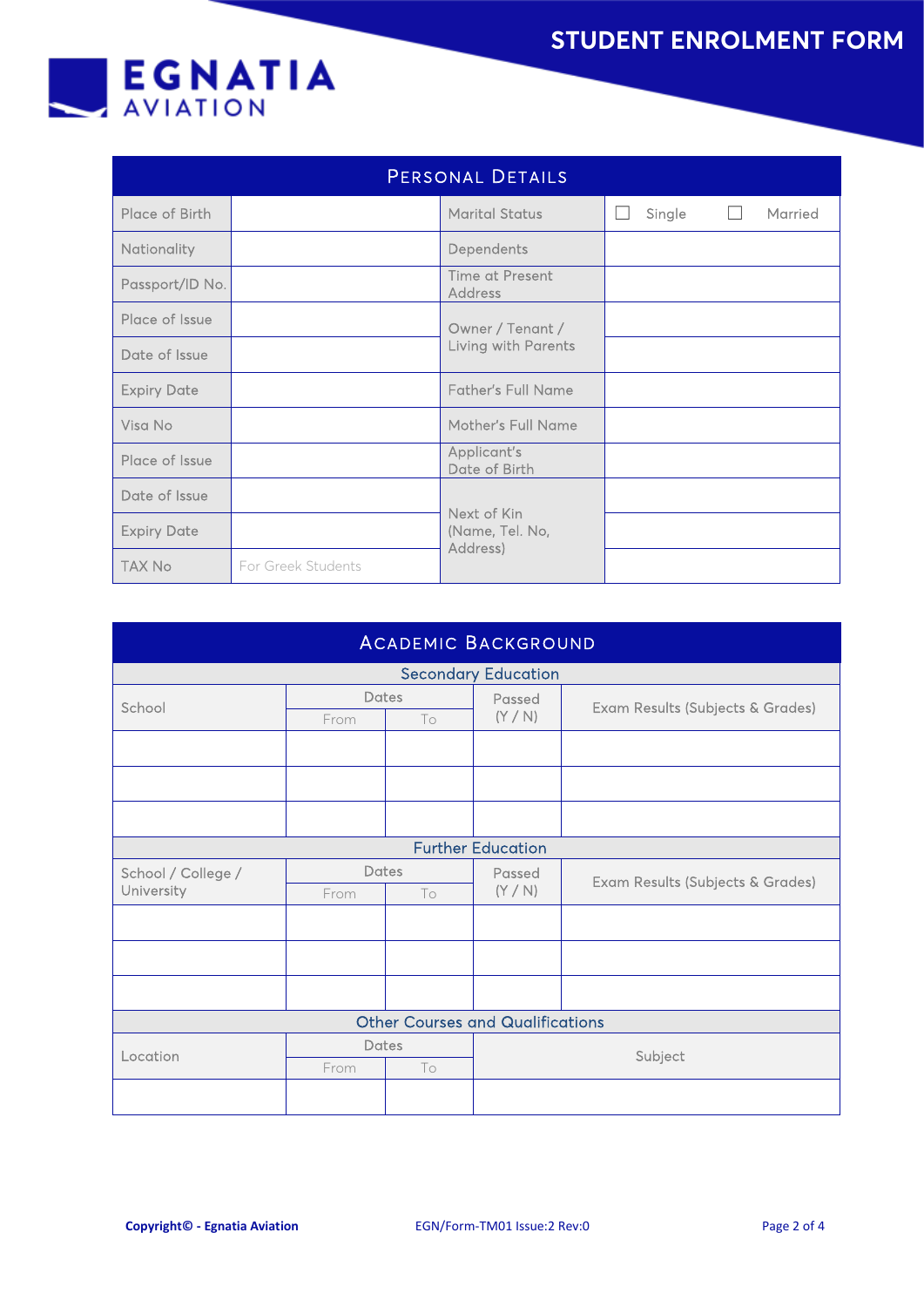# STUDENT ENROLMENT FORM

EGNATIA AVIATION

## Personal Details

| | | | |
|---|---|---|---|
| Place of Birth | | Marital Status | ☐ Single ☐ Married |
| Nationality | | Dependents | |
| Passport/ID No. | | Time at Present Address | |
| Place of Issue | | Owner / Tenant / Living with Parents | |
| Date of Issue | | | |
| Expiry Date | | Father's Full Name | |
| Visa No | | Mother's Full Name | |
| Place of Issue | | Applicant's Date of Birth | |
| Date of Issue | | Next of Kin (Name, Tel. No, Address) | |
| Expiry Date | | | |
| TAX No | For Greek Students | | |

## Academic Background

### Secondary Education

| School | Dates | | Passed (Y / N) | Exam Results (Subjects & Grades) |
|---|---|---|---|---|
| | From | To | | |
| | | | | |
| | | | | |
| | | | | |

### Further Education

| School / College / University | Dates | | Passed (Y / N) | Exam Results (Subjects & Grades) |
|---|---|---|---|---|
| | From | To | | |
| | | | | |
| | | | | |
| | | | | |

### Other Courses and Qualifications

| Location | Dates | | Subject |
|---|---|---|---|
| | From | To | |
| | | | |

Copyright© - Egnatia Aviation EGN/Form-TM01 Issue:2 Rev:0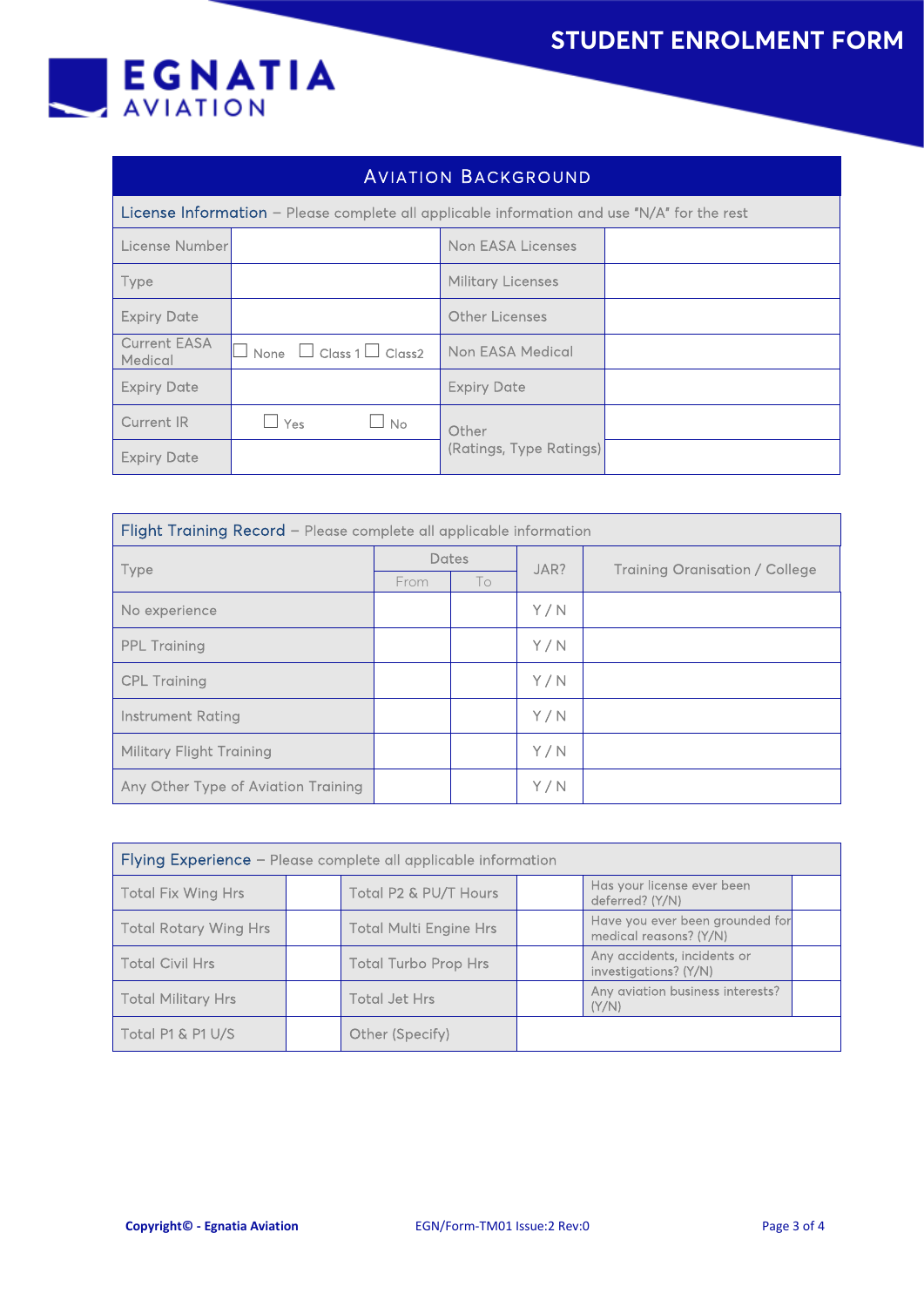# STUDENT ENROLMENT FORM

EGNATIA AVIATION

## AVIATION BACKGROUND

**License Information** – Please complete all applicable information and use "N/A" for the rest

| License Number | | Non EASA Licenses | |
|---|---|---|---|
| Type | | Military Licenses | |
| Expiry Date | | Other Licenses | |
| Current EASA Medical | ☐ None ☐ Class 1 ☐ Class2 | Non EASA Medical | |
| Expiry Date | | Expiry Date | |
| Current IR | ☐ Yes ☐ No | Other (Ratings, Type Ratings) | |
| Expiry Date | | | |

**Flight Training Record** – Please complete all applicable information

| Type | Dates | | JAR? | Training Oranisation / College |
|---|---|---|---|---|
| | From | To | | |
| No experience | | | Y / N | |
| PPL Training | | | Y / N | |
| CPL Training | | | Y / N | |
| Instrument Rating | | | Y / N | |
| Military Flight Training | | | Y / N | |
| Any Other Type of Aviation Training | | | Y / N | |

**Flying Experience** – Please complete all applicable information

| Total Fix Wing Hrs | | Total P2 & PU/T Hours | | Has your license ever been deferred? (Y/N) | |
|---|---|---|---|---|---|
| Total Rotary Wing Hrs | | Total Multi Engine Hrs | | Have you ever been grounded for medical reasons? (Y/N) | |
| Total Civil Hrs | | Total Turbo Prop Hrs | | Any accidents, incidents or investigations? (Y/N) | |
| Total Military Hrs | | Total Jet Hrs | | Any aviation business interests? (Y/N) | |
| Total P1 & P1 U/S | | Other (Specify) | | | |

**Copyright© - Egnatia Aviation** EGN/Form-TM01 Issue:2 Rev:0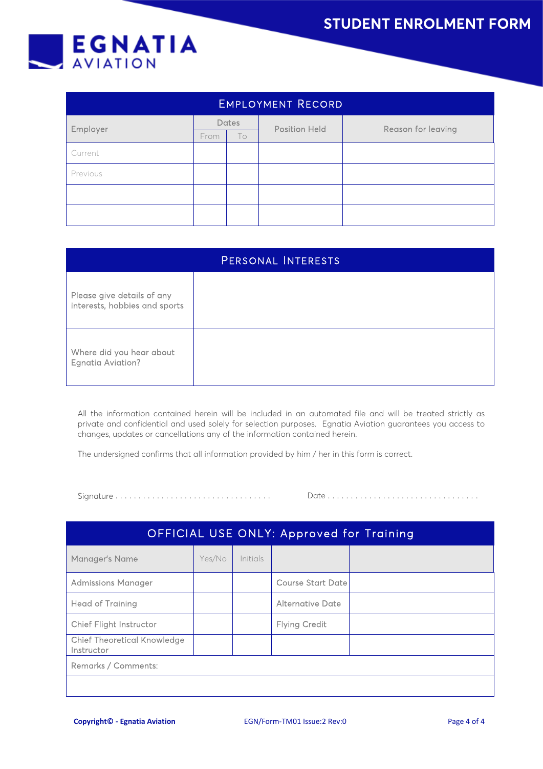# STUDENT ENROLMENT FORM

EGNATIA AVIATION

## Employment Record

| Employer | Dates | | Position Held | Reason for leaving |
|---|---|---|---|---|
| | From | To | | |
| Current | | | | |
| Previous | | | | |
| | | | | |
| | | | | |

## Personal Interests

| | |
|---|---|
| Please give details of any interests, hobbies and sports | |
| Where did you hear about Egnatia Aviation? | |

All the information contained herein will be included in an automated file and will be treated strictly as private and confidential and used solely for selection purposes. Egnatia Aviation guarantees you access to changes, updates or cancellations any of the information contained herein.

The undersigned confirms that all information provided by him / her in this form is correct.

Signature . . . . . . . . . . . . . . . . . . . . . . . . . . . . . . . . . .    Date . . . . . . . . . . . . . . . . . . . . . . . . . . . . . . . . .

## OFFICIAL USE ONLY: Approved for Training

| Manager's Name | Yes/No | Initials | | |
|---|---|---|---|---|
| Admissions Manager | | | Course Start Date | |
| Head of Training | | | Alternative Date | |
| Chief Flight Instructor | | | Flying Credit | |
| Chief Theoretical Knowledge Instructor | | | | |
| Remarks / Comments: | | | | |
| | | | | |

Copyright© - Egnatia Aviation    EGN/Form-TM01 Issue:2 Rev:0